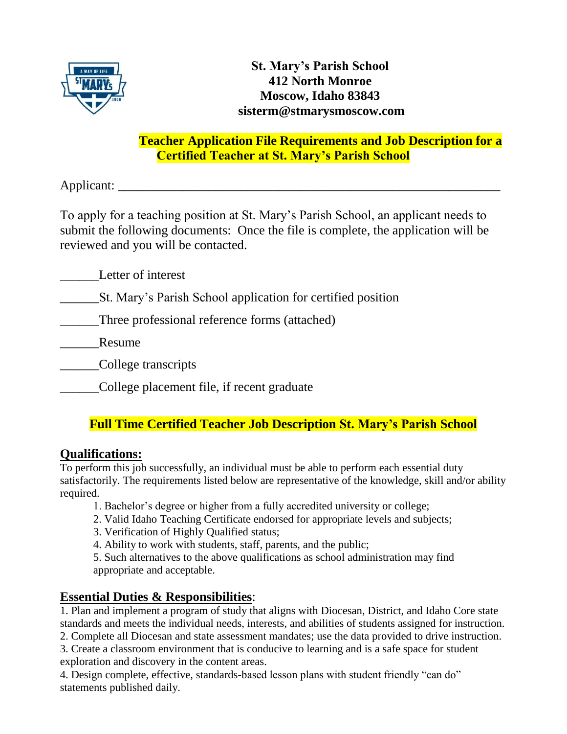**St. Mary's Parish School**
**412 North Monroe**
**Moscow, Idaho 83843**
**sisterm@stmarysmoscow.com**

# Teacher Application File Requirements and Job Description for a Certified Teacher at St. Mary's Parish School

Applicant: ____________________________________________________________

To apply for a teaching position at St. Mary's Parish School, an applicant needs to submit the following documents: Once the file is complete, the application will be reviewed and you will be contacted.

______Letter of interest

______St. Mary's Parish School application for certified position

______Three professional reference forms (attached)

______Resume

______College transcripts

______College placement file, if recent graduate

## Full Time Certified Teacher Job Description St. Mary's Parish School

### Qualifications:

To perform this job successfully, an individual must be able to perform each essential duty satisfactorily. The requirements listed below are representative of the knowledge, skill and/or ability required.

1. Bachelor's degree or higher from a fully accredited university or college;
2. Valid Idaho Teaching Certificate endorsed for appropriate levels and subjects;
3. Verification of Highly Qualified status;
4. Ability to work with students, staff, parents, and the public;
5. Such alternatives to the above qualifications as school administration may find appropriate and acceptable.

### Essential Duties & Responsibilities:

1. Plan and implement a program of study that aligns with Diocesan, District, and Idaho Core state standards and meets the individual needs, interests, and abilities of students assigned for instruction.
2. Complete all Diocesan and state assessment mandates; use the data provided to drive instruction.
3. Create a classroom environment that is conducive to learning and is a safe space for student exploration and discovery in the content areas.
4. Design complete, effective, standards-based lesson plans with student friendly "can do" statements published daily.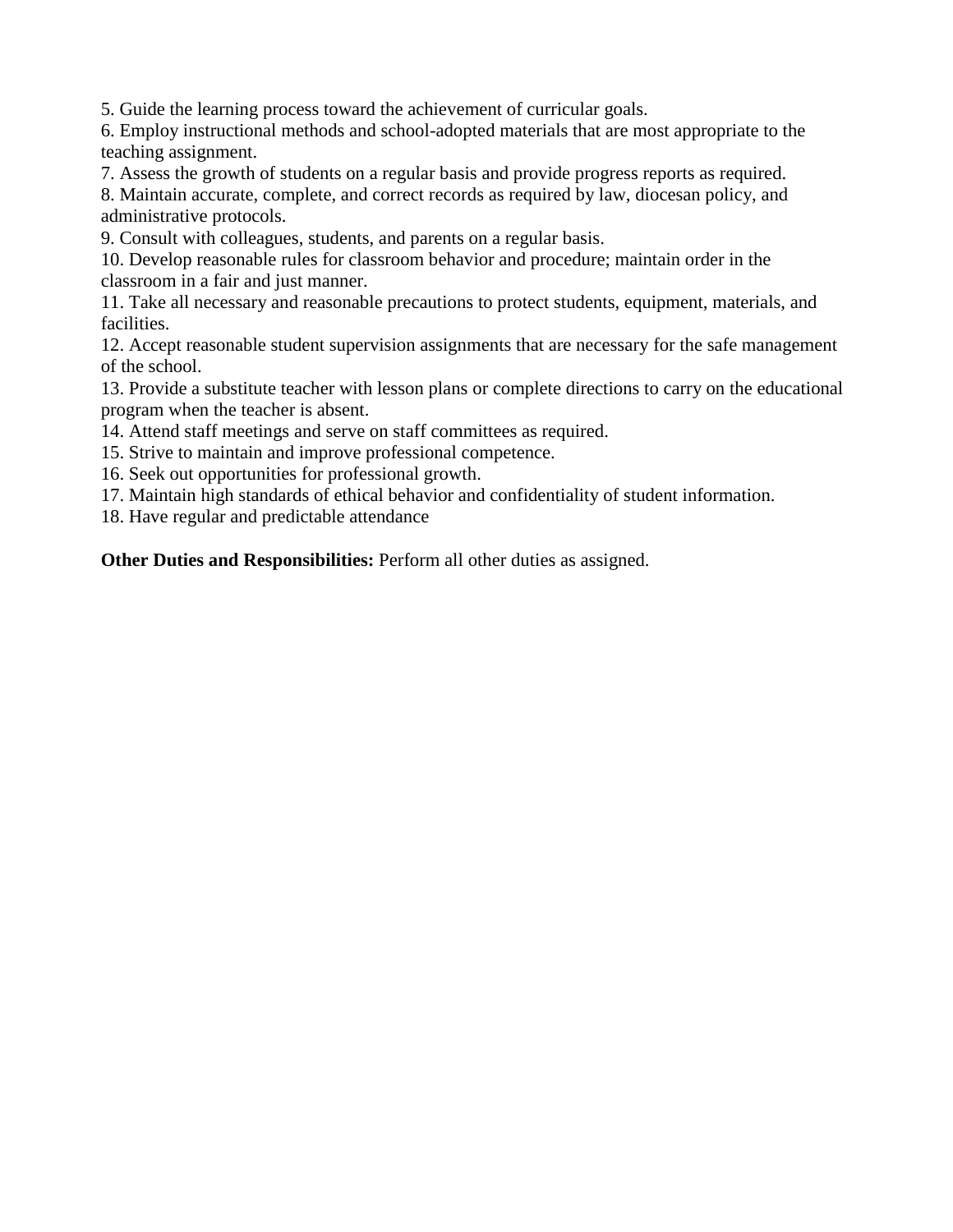5. Guide the learning process toward the achievement of curricular goals.
6. Employ instructional methods and school-adopted materials that are most appropriate to the teaching assignment.
7. Assess the growth of students on a regular basis and provide progress reports as required.
8. Maintain accurate, complete, and correct records as required by law, diocesan policy, and administrative protocols.
9. Consult with colleagues, students, and parents on a regular basis.
10. Develop reasonable rules for classroom behavior and procedure; maintain order in the classroom in a fair and just manner.
11. Take all necessary and reasonable precautions to protect students, equipment, materials, and facilities.
12. Accept reasonable student supervision assignments that are necessary for the safe management of the school.
13. Provide a substitute teacher with lesson plans or complete directions to carry on the educational program when the teacher is absent.
14. Attend staff meetings and serve on staff committees as required.
15. Strive to maintain and improve professional competence.
16. Seek out opportunities for professional growth.
17. Maintain high standards of ethical behavior and confidentiality of student information.
18. Have regular and predictable attendance

**Other Duties and Responsibilities:** Perform all other duties as assigned.